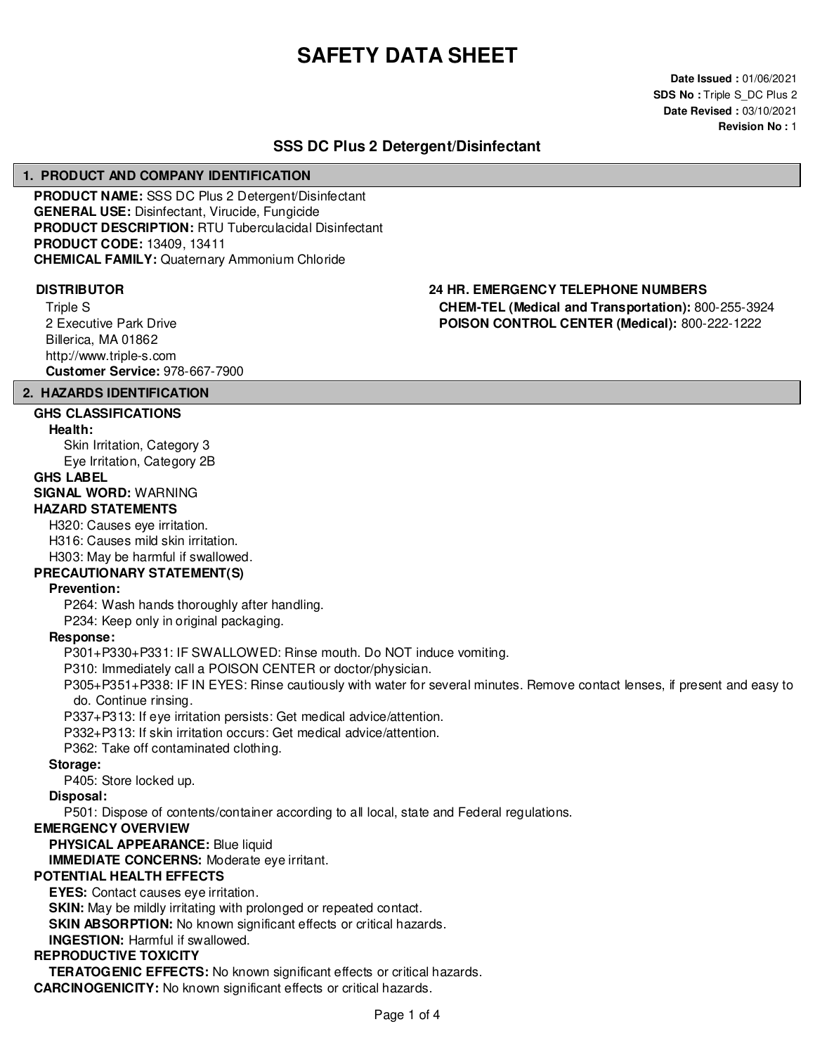# SAFETY DATA SHEET

**Date Issued :** 01/06/2021
**SDS No :** Triple S_DC Plus 2
**Date Revised :** 03/10/2021
**Revision No :** 1

## SSS DC Plus 2 Detergent/Disinfectant

## 1. PRODUCT AND COMPANY IDENTIFICATION

**PRODUCT NAME:** SSS DC Plus 2 Detergent/Disinfectant
**GENERAL USE:** Disinfectant, Virucide, Fungicide
**PRODUCT DESCRIPTION:** RTU Tuberculacidal Disinfectant
**PRODUCT CODE:** 13409, 13411
**CHEMICAL FAMILY:** Quaternary Ammonium Chloride

**DISTRIBUTOR**

Triple S
2 Executive Park Drive
Billerica, MA 01862
http://www.triple-s.com
**Customer Service:** 978-667-7900

**24 HR. EMERGENCY TELEPHONE NUMBERS**

**CHEM-TEL (Medical and Transportation):** 800-255-3924
**POISON CONTROL CENTER (Medical):** 800-222-1222

## 2. HAZARDS IDENTIFICATION

**GHS CLASSIFICATIONS**

**Health:**

Skin Irritation, Category 3
Eye Irritation, Category 2B

**GHS LABEL**

**SIGNAL WORD:** WARNING

**HAZARD STATEMENTS**

H320: Causes eye irritation.
H316: Causes mild skin irritation.
H303: May be harmful if swallowed.

**PRECAUTIONARY STATEMENT(S)**

**Prevention:**

P264: Wash hands thoroughly after handling.
P234: Keep only in original packaging.

**Response:**

P301+P330+P331: IF SWALLOWED: Rinse mouth. Do NOT induce vomiting.
P310: Immediately call a POISON CENTER or doctor/physician.
P305+P351+P338: IF IN EYES: Rinse cautiously with water for several minutes. Remove contact lenses, if present and easy to do. Continue rinsing.
P337+P313: If eye irritation persists: Get medical advice/attention.
P332+P313: If skin irritation occurs: Get medical advice/attention.
P362: Take off contaminated clothing.

**Storage:**

P405: Store locked up.

**Disposal:**

P501: Dispose of contents/container according to all local, state and Federal regulations.

**EMERGENCY OVERVIEW**

**PHYSICAL APPEARANCE:** Blue liquid
**IMMEDIATE CONCERNS:** Moderate eye irritant.

**POTENTIAL HEALTH EFFECTS**

**EYES:** Contact causes eye irritation.
**SKIN:** May be mildly irritating with prolonged or repeated contact.
**SKIN ABSORPTION:** No known significant effects or critical hazards.
**INGESTION:** Harmful if swallowed.

**REPRODUCTIVE TOXICITY**

**TERATOGENIC EFFECTS:** No known significant effects or critical hazards.

**CARCINOGENICITY:** No known significant effects or critical hazards.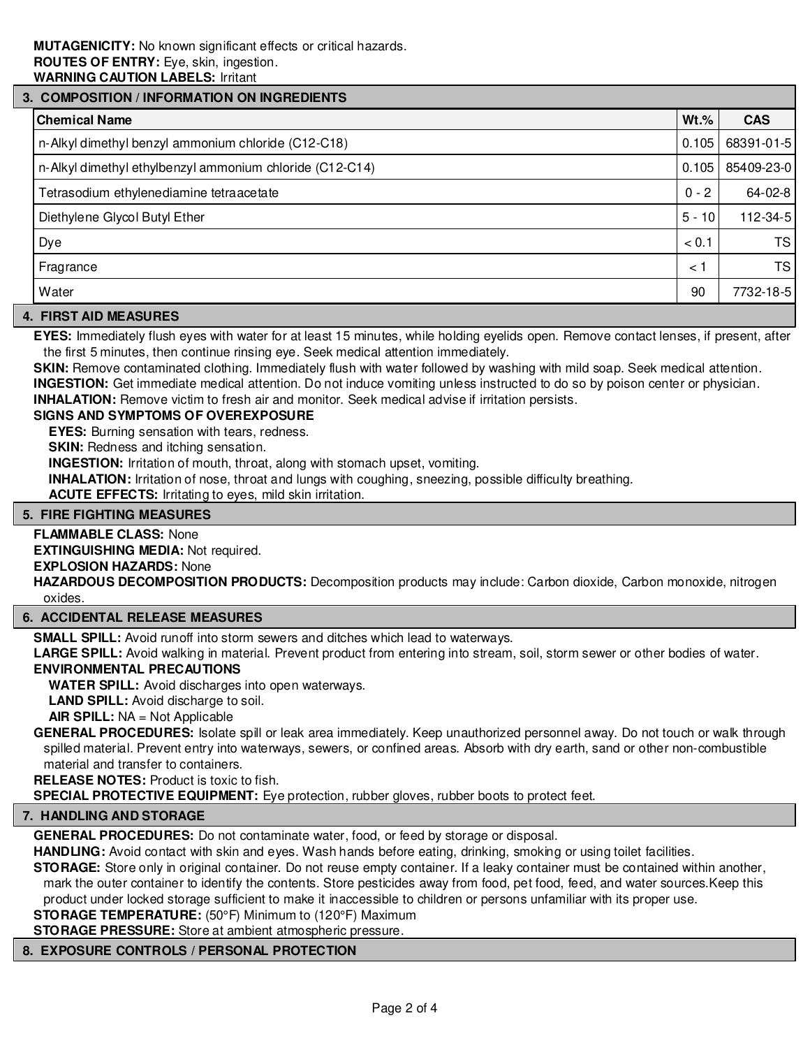**MUTAGENICITY:** No known significant effects or critical hazards.
**ROUTES OF ENTRY:** Eye, skin, ingestion.
**WARNING CAUTION LABELS:** Irritant

## 3. COMPOSITION / INFORMATION ON INGREDIENTS

| Chemical Name | Wt.% | CAS |
|---|---|---|
| n-Alkyl dimethyl benzyl ammonium chloride (C12-C18) | 0.105 | 68391-01-5 |
| n-Alkyl dimethyl ethylbenzyl ammonium chloride (C12-C14) | 0.105 | 85409-23-0 |
| Tetrasodium ethylenediamine tetraacetate | 0 - 2 | 64-02-8 |
| Diethylene Glycol Butyl Ether | 5 - 10 | 112-34-5 |
| Dye | < 0.1 | TS |
| Fragrance | < 1 | TS |
| Water | 90 | 7732-18-5 |

## 4. FIRST AID MEASURES

**EYES:** Immediately flush eyes with water for at least 15 minutes, while holding eyelids open. Remove contact lenses, if present, after the first 5 minutes, then continue rinsing eye. Seek medical attention immediately.
**SKIN:** Remove contaminated clothing. Immediately flush with water followed by washing with mild soap. Seek medical attention.
**INGESTION:** Get immediate medical attention. Do not induce vomiting unless instructed to do so by poison center or physician.
**INHALATION:** Remove victim to fresh air and monitor. Seek medical advise if irritation persists.
**SIGNS AND SYMPTOMS OF OVEREXPOSURE**
**EYES:** Burning sensation with tears, redness.
**SKIN:** Redness and itching sensation.
**INGESTION:** Irritation of mouth, throat, along with stomach upset, vomiting.
**INHALATION:** Irritation of nose, throat and lungs with coughing, sneezing, possible difficulty breathing.
**ACUTE EFFECTS:** Irritating to eyes, mild skin irritation.

## 5. FIRE FIGHTING MEASURES

**FLAMMABLE CLASS:** None
**EXTINGUISHING MEDIA:** Not required.
**EXPLOSION HAZARDS:** None
**HAZARDOUS DECOMPOSITION PRODUCTS:** Decomposition products may include: Carbon dioxide, Carbon monoxide, nitrogen oxides.

## 6. ACCIDENTAL RELEASE MEASURES

**SMALL SPILL:** Avoid runoff into storm sewers and ditches which lead to waterways.
**LARGE SPILL:** Avoid walking in material. Prevent product from entering into stream, soil, storm sewer or other bodies of water.
**ENVIRONMENTAL PRECAUTIONS**
**WATER SPILL:** Avoid discharges into open waterways.
**LAND SPILL:** Avoid discharge to soil.
**AIR SPILL:** NA = Not Applicable
**GENERAL PROCEDURES:** Isolate spill or leak area immediately. Keep unauthorized personnel away. Do not touch or walk through spilled material. Prevent entry into waterways, sewers, or confined areas. Absorb with dry earth, sand or other non-combustible material and transfer to containers.
**RELEASE NOTES:** Product is toxic to fish.
**SPECIAL PROTECTIVE EQUIPMENT:** Eye protection, rubber gloves, rubber boots to protect feet.

## 7. HANDLING AND STORAGE

**GENERAL PROCEDURES:** Do not contaminate water, food, or feed by storage or disposal.
**HANDLING:** Avoid contact with skin and eyes. Wash hands before eating, drinking, smoking or using toilet facilities.
**STORAGE:** Store only in original container. Do not reuse empty container. If a leaky container must be contained within another, mark the outer container to identify the contents. Store pesticides away from food, pet food, feed, and water sources.Keep this product under locked storage sufficient to make it inaccessible to children or persons unfamiliar with its proper use.
**STORAGE TEMPERATURE:** (50°F) Minimum to (120°F) Maximum
**STORAGE PRESSURE:** Store at ambient atmospheric pressure.

## 8. EXPOSURE CONTROLS / PERSONAL PROTECTION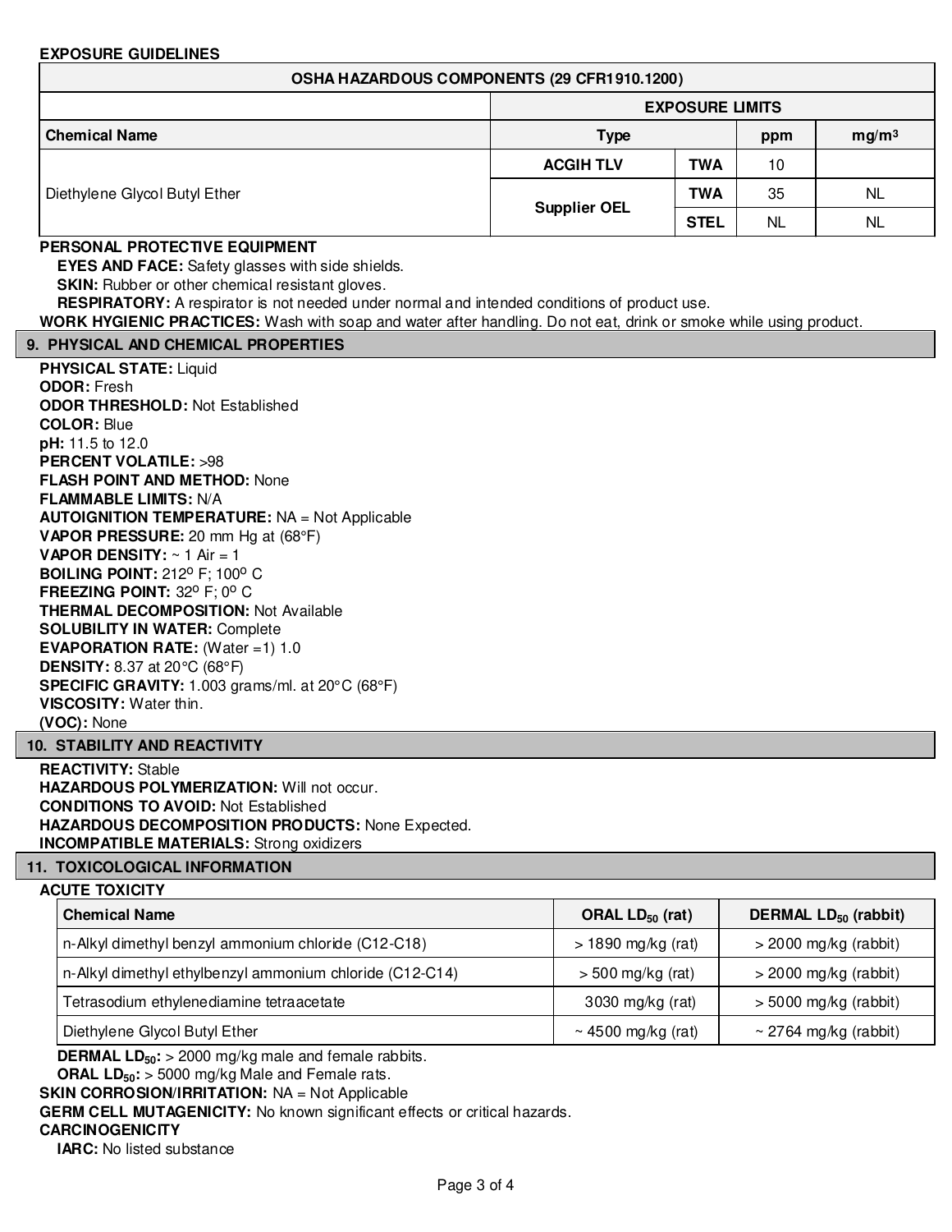**EXPOSURE GUIDELINES**

| OSHA HAZARDOUS COMPONENTS (29 CFR1910.1200) | | | | |
|---|---|---|---|---|
| | EXPOSURE LIMITS | | | |
| **Chemical Name** | **Type** | | **ppm** | **mg/m³** |
| Diethylene Glycol Butyl Ether | **ACGIH TLV** | **TWA** | 10 | |
| | **Supplier OEL** | **TWA** | 35 | NL |
| | | **STEL** | NL | NL |

**PERSONAL PROTECTIVE EQUIPMENT**

**EYES AND FACE:** Safety glasses with side shields.

**SKIN:** Rubber or other chemical resistant gloves.

**RESPIRATORY:** A respirator is not needed under normal and intended conditions of product use.

**WORK HYGIENIC PRACTICES:** Wash with soap and water after handling. Do not eat, drink or smoke while using product.

## 9. PHYSICAL AND CHEMICAL PROPERTIES

**PHYSICAL STATE:** Liquid
**ODOR:** Fresh
**ODOR THRESHOLD:** Not Established
**COLOR:** Blue
**pH:** 11.5 to 12.0
**PERCENT VOLATILE:** >98
**FLASH POINT AND METHOD:** None
**FLAMMABLE LIMITS:** N/A
**AUTOIGNITION TEMPERATURE:** NA = Not Applicable
**VAPOR PRESSURE:** 20 mm Hg at (68°F)
**VAPOR DENSITY:** ~ 1 Air = 1
**BOILING POINT:** 212° F; 100° C
**FREEZING POINT:** 32° F; 0° C
**THERMAL DECOMPOSITION:** Not Available
**SOLUBILITY IN WATER:** Complete
**EVAPORATION RATE:** (Water =1) 1.0
**DENSITY:** 8.37 at 20°C (68°F)
**SPECIFIC GRAVITY:** 1.003 grams/ml. at 20°C (68°F)
**VISCOSITY:** Water thin.
**(VOC):** None

## 10. STABILITY AND REACTIVITY

**REACTIVITY:** Stable
**HAZARDOUS POLYMERIZATION:** Will not occur.
**CONDITIONS TO AVOID:** Not Established
**HAZARDOUS DECOMPOSITION PRODUCTS:** None Expected.
**INCOMPATIBLE MATERIALS:** Strong oxidizers

## 11. TOXICOLOGICAL INFORMATION

**ACUTE TOXICITY**

| Chemical Name | ORAL $LD_{50}$ (rat) | DERMAL $LD_{50}$ (rabbit) |
|---|---|---|
| n-Alkyl dimethyl benzyl ammonium chloride (C12-C18) | > 1890 mg/kg (rat) | > 2000 mg/kg (rabbit) |
| n-Alkyl dimethyl ethylbenzyl ammonium chloride (C12-C14) | > 500 mg/kg (rat) | > 2000 mg/kg (rabbit) |
| Tetrasodium ethylenediamine tetraacetate | 3030 mg/kg (rat) | > 5000 mg/kg (rabbit) |
| Diethylene Glycol Butyl Ether | ~ 4500 mg/kg (rat) | ~ 2764 mg/kg (rabbit) |

**DERMAL $LD_{50}$:** > 2000 mg/kg male and female rabbits.

**ORAL $LD_{50}$:** > 5000 mg/kg Male and Female rats.

**SKIN CORROSION/IRRITATION:** NA = Not Applicable

**GERM CELL MUTAGENICITY:** No known significant effects or critical hazards.

**CARCINOGENICITY**

**IARC:** No listed substance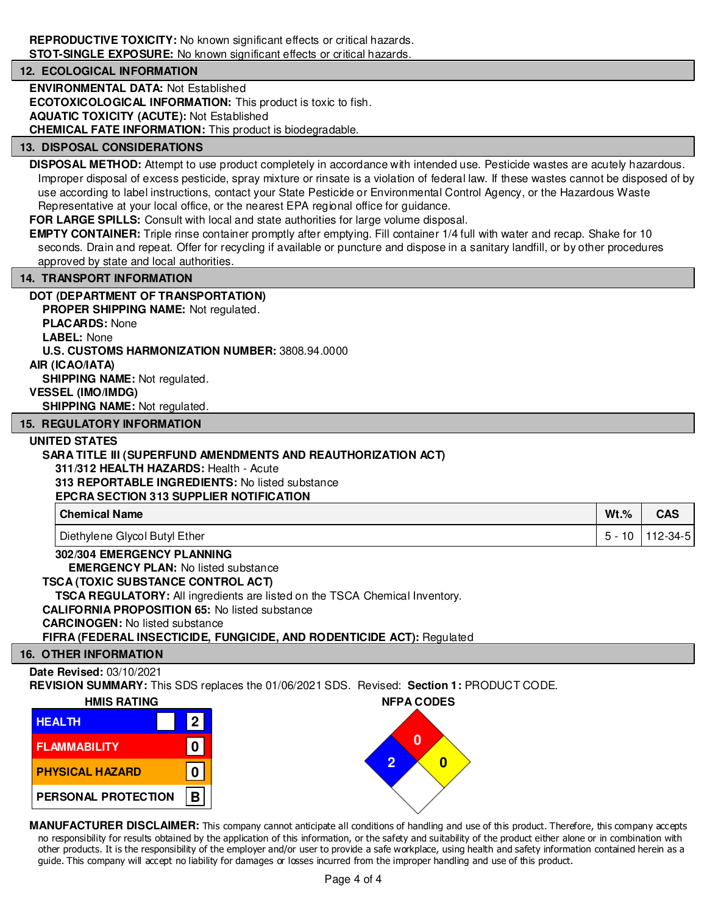**REPRODUCTIVE TOXICITY:** No known significant effects or critical hazards.
**STOT-SINGLE EXPOSURE:** No known significant effects or critical hazards.

## 12. ECOLOGICAL INFORMATION

**ENVIRONMENTAL DATA:** Not Established
**ECOTOXICOLOGICAL INFORMATION:** This product is toxic to fish.
**AQUATIC TOXICITY (ACUTE):** Not Established
**CHEMICAL FATE INFORMATION:** This product is biodegradable.

## 13. DISPOSAL CONSIDERATIONS

**DISPOSAL METHOD:** Attempt to use product completely in accordance with intended use. Pesticide wastes are acutely hazardous. Improper disposal of excess pesticide, spray mixture or rinsate is a violation of federal law. If these wastes cannot be disposed of by use according to label instructions, contact your State Pesticide or Environmental Control Agency, or the Hazardous Waste Representative at your local office, or the nearest EPA regional office for guidance.
**FOR LARGE SPILLS:** Consult with local and state authorities for large volume disposal.
**EMPTY CONTAINER:** Triple rinse container promptly after emptying. Fill container 1/4 full with water and recap. Shake for 10 seconds. Drain and repeat. Offer for recycling if available or puncture and dispose in a sanitary landfill, or by other procedures approved by state and local authorities.

## 14. TRANSPORT INFORMATION

**DOT (DEPARTMENT OF TRANSPORTATION)**
**PROPER SHIPPING NAME:** Not regulated.
**PLACARDS:** None
**LABEL:** None
**U.S. CUSTOMS HARMONIZATION NUMBER:** 3808.94.0000
**AIR (ICAO/IATA)**
**SHIPPING NAME:** Not regulated.
**VESSEL (IMO/IMDG)**
**SHIPPING NAME:** Not regulated.

## 15. REGULATORY INFORMATION

**UNITED STATES**
**SARA TITLE III (SUPERFUND AMENDMENTS AND REAUTHORIZATION ACT)**
**311/312 HEALTH HAZARDS:** Health - Acute
**313 REPORTABLE INGREDIENTS:** No listed substance
**EPCRA SECTION 313 SUPPLIER NOTIFICATION**

| Chemical Name | Wt.% | CAS |
|---|---|---|
| Diethylene Glycol Butyl Ether | 5 - 10 | 112-34-5 |

**302/304 EMERGENCY PLANNING**
**EMERGENCY PLAN:** No listed substance
**TSCA (TOXIC SUBSTANCE CONTROL ACT)**
**TSCA REGULATORY:** All ingredients are listed on the TSCA Chemical Inventory.
**CALIFORNIA PROPOSITION 65:** No listed substance
**CARCINOGEN:** No listed substance
**FIFRA (FEDERAL INSECTICIDE, FUNGICIDE, AND RODENTICIDE ACT):** Regulated

## 16. OTHER INFORMATION

**Date Revised:** 03/10/2021
**REVISION SUMMARY:** This SDS replaces the 01/06/2021 SDS. Revised: **Section 1:** PRODUCT CODE.

**HMIS RATING**

| | |
|---|---|
| HEALTH | 2 |
| FLAMMABILITY | 0 |
| PHYSICAL HAZARD | 0 |
| PERSONAL PROTECTION | B |

**NFPA CODES**

0
2
0

**MANUFACTURER DISCLAIMER:** This company cannot anticipate all conditions of handling and use of this product. Therefore, this company accepts no responsibility for results obtained by the application of this information, or the safety and suitability of the product either alone or in combination with other products. It is the responsibility of the employer and/or user to provide a safe workplace, using health and safety information contained herein as a guide. This company will accept no liability for damages or losses incurred from the improper handling and use of this product.